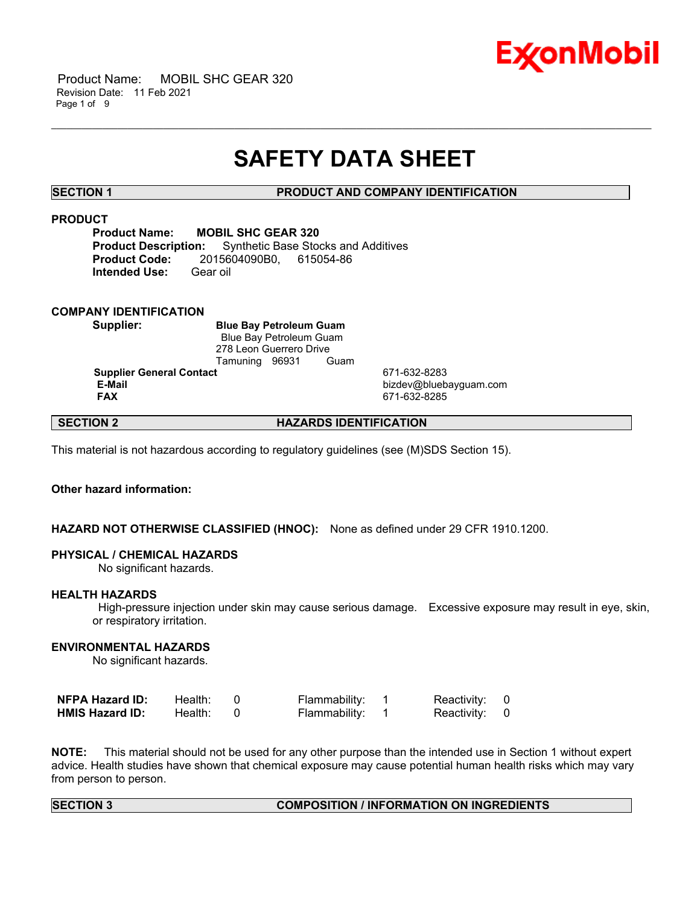# SAFETY DATA SHEET

## SECTION 1 PRODUCT AND COMPANY IDENTIFICATION

### PRODUCT

**Product Name:** **MOBIL SHC GEAR 320**
**Product Description:** Synthetic Base Stocks and Additives
**Product Code:** 2015604090B0, 615054-86
**Intended Use:** Gear oil

### COMPANY IDENTIFICATION

**Supplier:** **Blue Bay Petroleum Guam**
Blue Bay Petroleum Guam
278 Leon Guerrero Drive
Tamuning 96931 Guam

| | |
|---|---|
| **Supplier General Contact** | 671-632-8283 |
| **E-Mail** | bizdev@bluebayguam.com |
| **FAX** | 671-632-8285 |

## SECTION 2 HAZARDS IDENTIFICATION

This material is not hazardous according to regulatory guidelines (see (M)SDS Section 15).

**Other hazard information:**

**HAZARD NOT OTHERWISE CLASSIFIED (HNOC):** None as defined under 29 CFR 1910.1200.

**PHYSICAL / CHEMICAL HAZARDS**
No significant hazards.

**HEALTH HAZARDS**
High-pressure injection under skin may cause serious damage. Excessive exposure may result in eye, skin, or respiratory irritation.

**ENVIRONMENTAL HAZARDS**
No significant hazards.

| | | | | | | |
|---|---|---|---|---|---|---|
| **NFPA Hazard ID:** | Health: | 0 | Flammability: | 1 | Reactivity: | 0 |
| **HMIS Hazard ID:** | Health: | 0 | Flammability: | 1 | Reactivity: | 0 |

**NOTE:** This material should not be used for any other purpose than the intended use in Section 1 without expert advice. Health studies have shown that chemical exposure may cause potential human health risks which may vary from person to person.

## SECTION 3 COMPOSITION / INFORMATION ON INGREDIENTS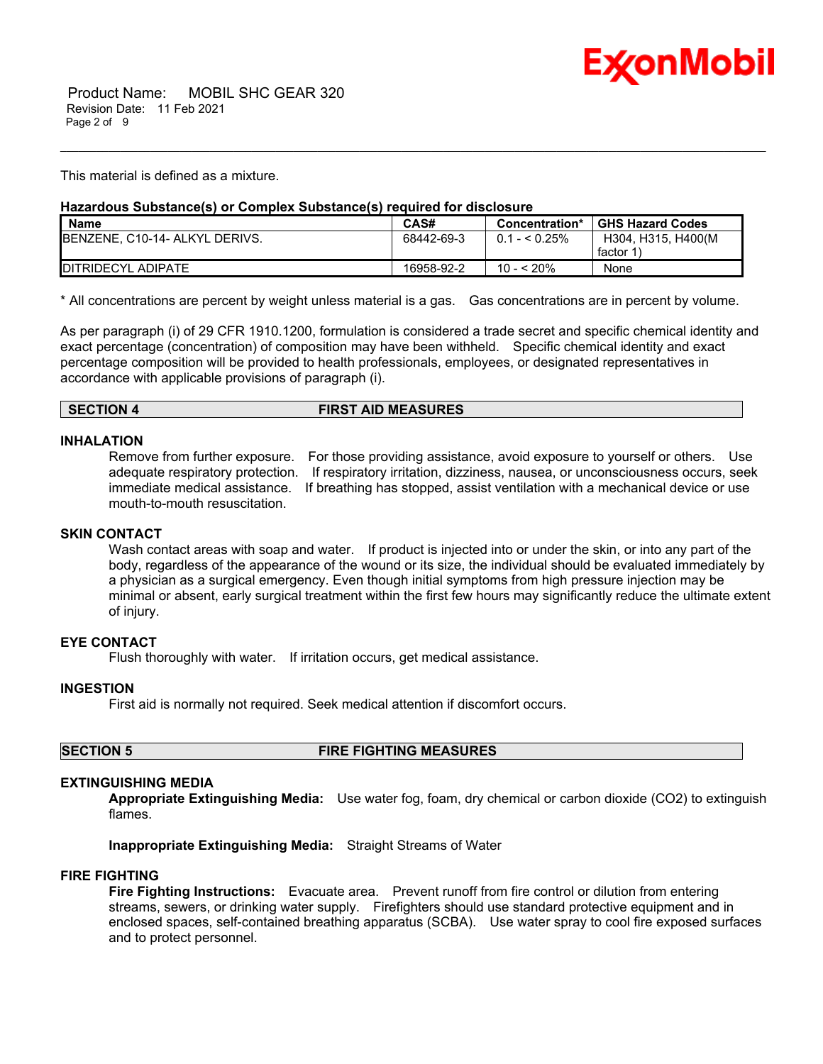This material is defined as a mixture.

**Hazardous Substance(s) or Complex Substance(s) required for disclosure**

| Name | CAS# | Concentration* | GHS Hazard Codes |
|---|---|---|---|
| BENZENE, C10-14- ALKYL DERIVS. | 68442-69-3 | 0.1 - < 0.25% | H304, H315, H400(M factor 1) |
| DITRIDECYL ADIPATE | 16958-92-2 | 10 - < 20% | None |

* All concentrations are percent by weight unless material is a gas. Gas concentrations are in percent by volume.

As per paragraph (i) of 29 CFR 1910.1200, formulation is considered a trade secret and specific chemical identity and exact percentage (concentration) of composition may have been withheld. Specific chemical identity and exact percentage composition will be provided to health professionals, employees, or designated representatives in accordance with applicable provisions of paragraph (i).

## SECTION 4 FIRST AID MEASURES

### INHALATION

Remove from further exposure. For those providing assistance, avoid exposure to yourself or others. Use adequate respiratory protection. If respiratory irritation, dizziness, nausea, or unconsciousness occurs, seek immediate medical assistance. If breathing has stopped, assist ventilation with a mechanical device or use mouth-to-mouth resuscitation.

### SKIN CONTACT

Wash contact areas with soap and water. If product is injected into or under the skin, or into any part of the body, regardless of the appearance of the wound or its size, the individual should be evaluated immediately by a physician as a surgical emergency. Even though initial symptoms from high pressure injection may be minimal or absent, early surgical treatment within the first few hours may significantly reduce the ultimate extent of injury.

### EYE CONTACT

Flush thoroughly with water. If irritation occurs, get medical assistance.

### INGESTION

First aid is normally not required. Seek medical attention if discomfort occurs.

## SECTION 5 FIRE FIGHTING MEASURES

### EXTINGUISHING MEDIA

**Appropriate Extinguishing Media:** Use water fog, foam, dry chemical or carbon dioxide ($CO_2$) to extinguish flames.

**Inappropriate Extinguishing Media:** Straight Streams of Water

### FIRE FIGHTING

**Fire Fighting Instructions:** Evacuate area. Prevent runoff from fire control or dilution from entering streams, sewers, or drinking water supply. Firefighters should use standard protective equipment and in enclosed spaces, self-contained breathing apparatus (SCBA). Use water spray to cool fire exposed surfaces and to protect personnel.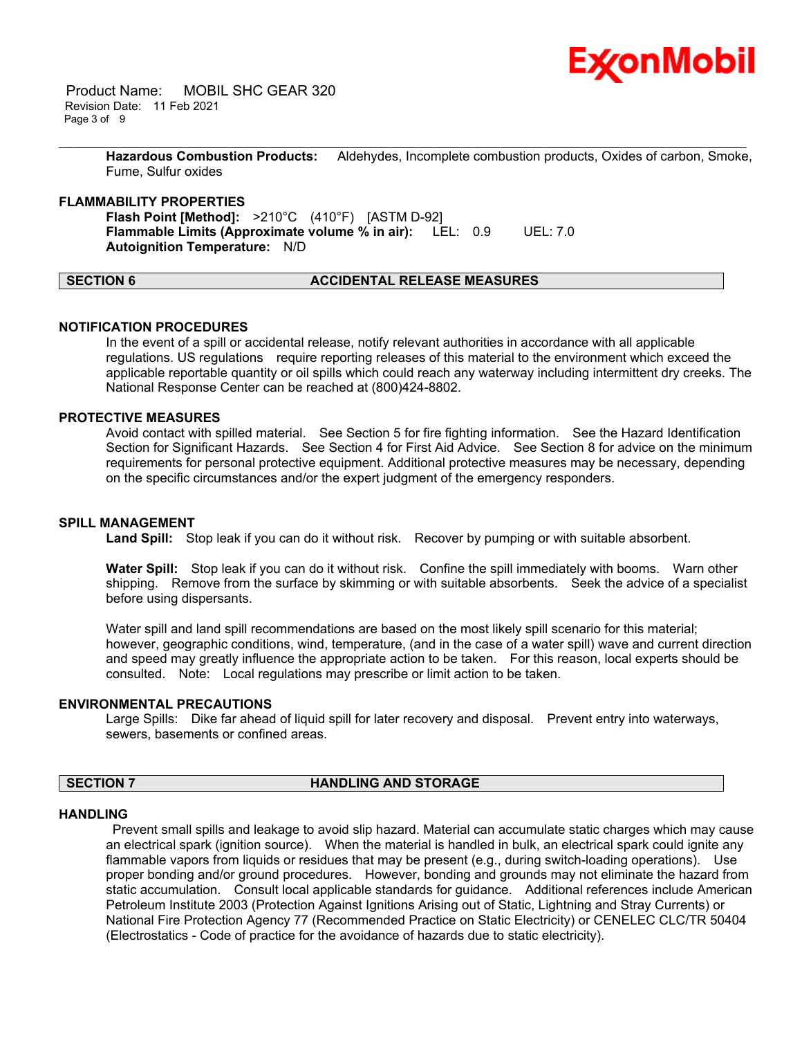**Hazardous Combustion Products:** Aldehydes, Incomplete combustion products, Oxides of carbon, Smoke, Fume, Sulfur oxides

### FLAMMABILITY PROPERTIES

**Flash Point [Method]:** >210°C (410°F) [ASTM D-92]
**Flammable Limits (Approximate volume % in air):** LEL: 0.9 UEL: 7.0
**Autoignition Temperature:** N/D

## SECTION 6 ACCIDENTAL RELEASE MEASURES

### NOTIFICATION PROCEDURES

In the event of a spill or accidental release, notify relevant authorities in accordance with all applicable regulations. US regulations require reporting releases of this material to the environment which exceed the applicable reportable quantity or oil spills which could reach any waterway including intermittent dry creeks. The National Response Center can be reached at (800)424-8802.

### PROTECTIVE MEASURES

Avoid contact with spilled material. See Section 5 for fire fighting information. See the Hazard Identification Section for Significant Hazards. See Section 4 for First Aid Advice. See Section 8 for advice on the minimum requirements for personal protective equipment. Additional protective measures may be necessary, depending on the specific circumstances and/or the expert judgment of the emergency responders.

### SPILL MANAGEMENT

**Land Spill:** Stop leak if you can do it without risk. Recover by pumping or with suitable absorbent.

**Water Spill:** Stop leak if you can do it without risk. Confine the spill immediately with booms. Warn other shipping. Remove from the surface by skimming or with suitable absorbents. Seek the advice of a specialist before using dispersants.

Water spill and land spill recommendations are based on the most likely spill scenario for this material; however, geographic conditions, wind, temperature, (and in the case of a water spill) wave and current direction and speed may greatly influence the appropriate action to be taken. For this reason, local experts should be consulted. Note: Local regulations may prescribe or limit action to be taken.

### ENVIRONMENTAL PRECAUTIONS

Large Spills: Dike far ahead of liquid spill for later recovery and disposal. Prevent entry into waterways, sewers, basements or confined areas.

## SECTION 7 HANDLING AND STORAGE

### HANDLING

Prevent small spills and leakage to avoid slip hazard. Material can accumulate static charges which may cause an electrical spark (ignition source). When the material is handled in bulk, an electrical spark could ignite any flammable vapors from liquids or residues that may be present (e.g., during switch-loading operations). Use proper bonding and/or ground procedures. However, bonding and grounds may not eliminate the hazard from static accumulation. Consult local applicable standards for guidance. Additional references include American Petroleum Institute 2003 (Protection Against Ignitions Arising out of Static, Lightning and Stray Currents) or National Fire Protection Agency 77 (Recommended Practice on Static Electricity) or CENELEC CLC/TR 50404 (Electrostatics - Code of practice for the avoidance of hazards due to static electricity).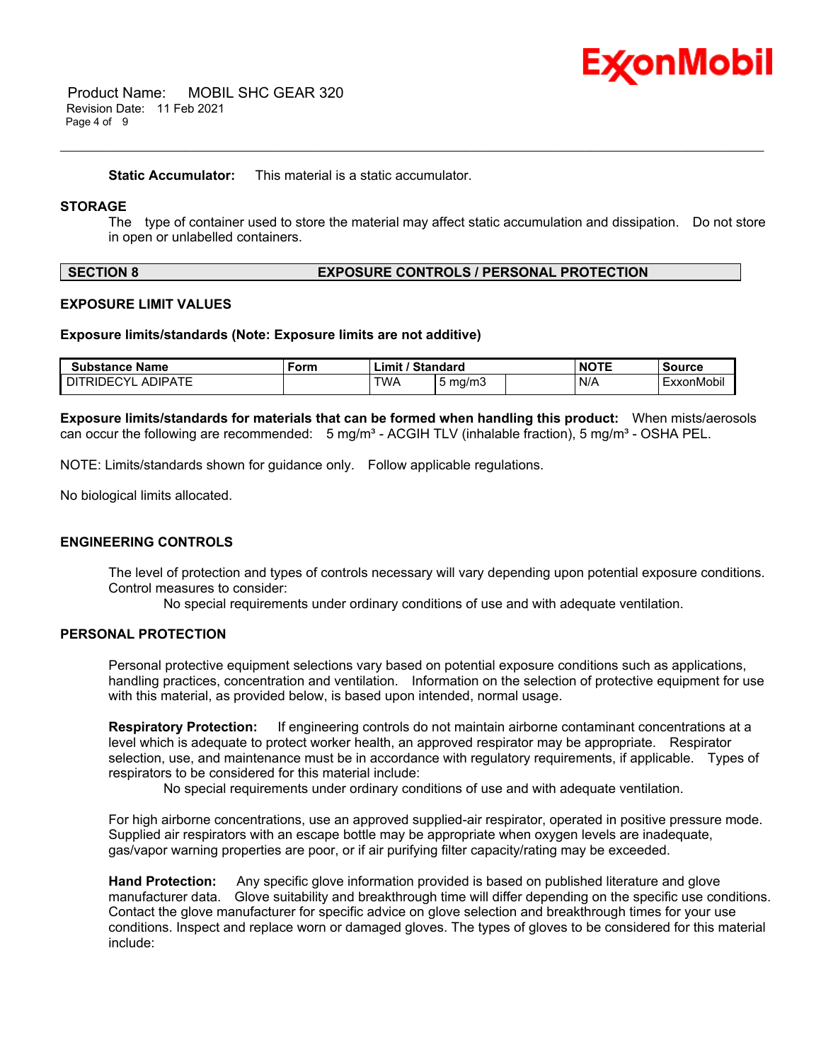**Static Accumulator:** This material is a static accumulator.

### STORAGE

The type of container used to store the material may affect static accumulation and dissipation. Do not store in open or unlabelled containers.

## SECTION 8 EXPOSURE CONTROLS / PERSONAL PROTECTION

### EXPOSURE LIMIT VALUES

**Exposure limits/standards (Note: Exposure limits are not additive)**

| Substance Name | Form | Limit / Standard | | | NOTE | Source |
|---|---|---|---|---|---|---|
| DITRIDECYL ADIPATE | | TWA | 5 mg/m3 | | N/A | ExxonMobil |

**Exposure limits/standards for materials that can be formed when handling this product:** When mists/aerosols can occur the following are recommended: 5 mg/m³ - ACGIH TLV (inhalable fraction), 5 mg/m³ - OSHA PEL.

NOTE: Limits/standards shown for guidance only. Follow applicable regulations.

No biological limits allocated.

### ENGINEERING CONTROLS

The level of protection and types of controls necessary will vary depending upon potential exposure conditions. Control measures to consider:

No special requirements under ordinary conditions of use and with adequate ventilation.

### PERSONAL PROTECTION

Personal protective equipment selections vary based on potential exposure conditions such as applications, handling practices, concentration and ventilation. Information on the selection of protective equipment for use with this material, as provided below, is based upon intended, normal usage.

**Respiratory Protection:** If engineering controls do not maintain airborne contaminant concentrations at a level which is adequate to protect worker health, an approved respirator may be appropriate. Respirator selection, use, and maintenance must be in accordance with regulatory requirements, if applicable. Types of respirators to be considered for this material include:

No special requirements under ordinary conditions of use and with adequate ventilation.

For high airborne concentrations, use an approved supplied-air respirator, operated in positive pressure mode. Supplied air respirators with an escape bottle may be appropriate when oxygen levels are inadequate, gas/vapor warning properties are poor, or if air purifying filter capacity/rating may be exceeded.

**Hand Protection:** Any specific glove information provided is based on published literature and glove manufacturer data. Glove suitability and breakthrough time will differ depending on the specific use conditions. Contact the glove manufacturer for specific advice on glove selection and breakthrough times for your use conditions. Inspect and replace worn or damaged gloves. The types of gloves to be considered for this material include: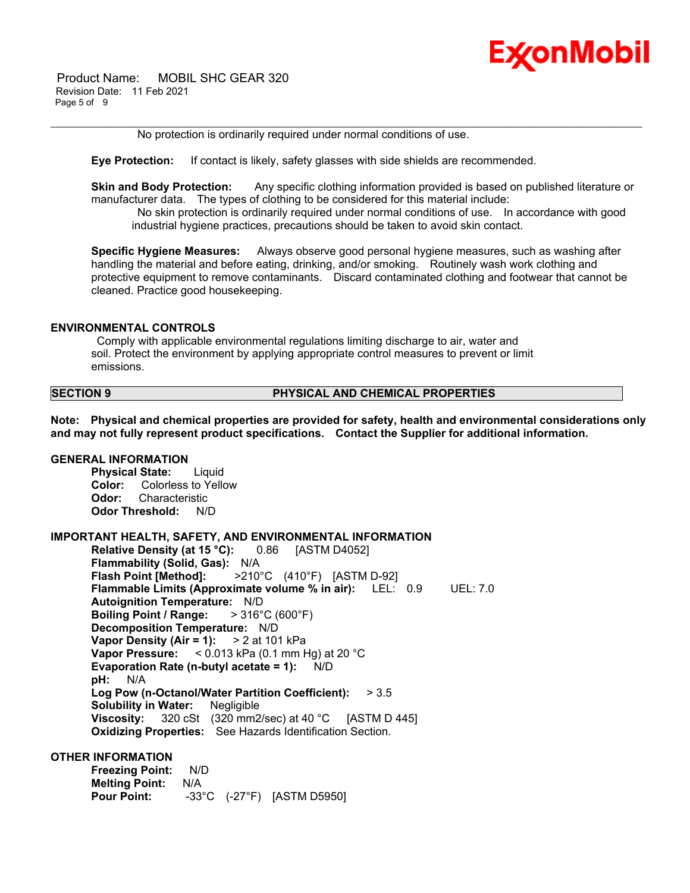No protection is ordinarily required under normal conditions of use.

**Eye Protection:** If contact is likely, safety glasses with side shields are recommended.

**Skin and Body Protection:** Any specific clothing information provided is based on published literature or manufacturer data. The types of clothing to be considered for this material include:

No skin protection is ordinarily required under normal conditions of use. In accordance with good industrial hygiene practices, precautions should be taken to avoid skin contact.

**Specific Hygiene Measures:** Always observe good personal hygiene measures, such as washing after handling the material and before eating, drinking, and/or smoking. Routinely wash work clothing and protective equipment to remove contaminants. Discard contaminated clothing and footwear that cannot be cleaned. Practice good housekeeping.

### ENVIRONMENTAL CONTROLS

Comply with applicable environmental regulations limiting discharge to air, water and soil. Protect the environment by applying appropriate control measures to prevent or limit emissions.

## SECTION 9 PHYSICAL AND CHEMICAL PROPERTIES

**Note: Physical and chemical properties are provided for safety, health and environmental considerations only and may not fully represent product specifications. Contact the Supplier for additional information.**

### GENERAL INFORMATION

**Physical State:** Liquid
**Color:** Colorless to Yellow
**Odor:** Characteristic
**Odor Threshold:** N/D

### IMPORTANT HEALTH, SAFETY, AND ENVIRONMENTAL INFORMATION

**Relative Density (at 15 °C):** 0.86 [ASTM D4052]
**Flammability (Solid, Gas):** N/A
**Flash Point [Method]:** >210°C (410°F) [ASTM D-92]
**Flammable Limits (Approximate volume % in air):** LEL: 0.9 UEL: 7.0
**Autoignition Temperature:** N/D
**Boiling Point / Range:** > 316°C (600°F)
**Decomposition Temperature:** N/D
**Vapor Density (Air = 1):** > 2 at 101 kPa
**Vapor Pressure:** < 0.013 kPa (0.1 mm Hg) at 20 °C
**Evaporation Rate (n-butyl acetate = 1):** N/D
**pH:** N/A
**Log Pow (n-Octanol/Water Partition Coefficient):** > 3.5
**Solubility in Water:** Negligible
**Viscosity:** 320 cSt (320 mm2/sec) at 40 °C [ASTM D 445]
**Oxidizing Properties:** See Hazards Identification Section.

### OTHER INFORMATION

**Freezing Point:** N/D
**Melting Point:** N/A
**Pour Point:** -33°C (-27°F) [ASTM D5950]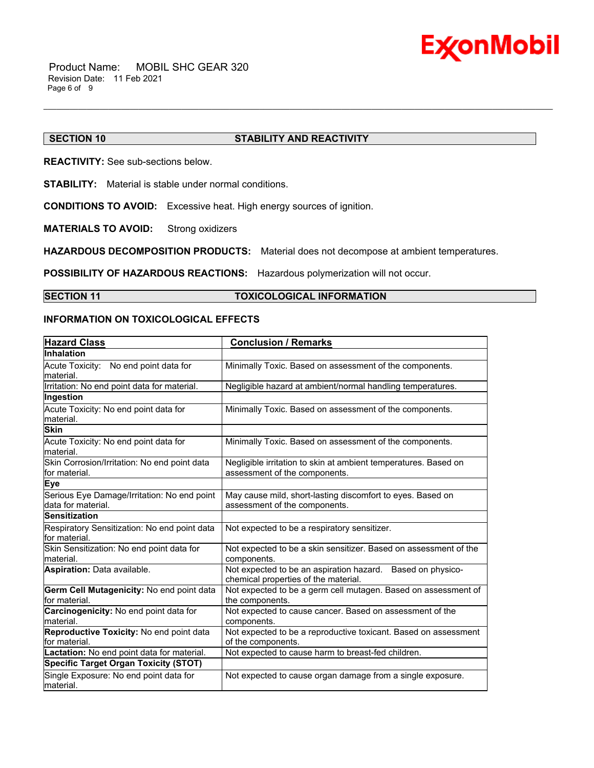## SECTION 10 STABILITY AND REACTIVITY

**REACTIVITY:** See sub-sections below.

**STABILITY:** Material is stable under normal conditions.

**CONDITIONS TO AVOID:** Excessive heat. High energy sources of ignition.

**MATERIALS TO AVOID:** Strong oxidizers

**HAZARDOUS DECOMPOSITION PRODUCTS:** Material does not decompose at ambient temperatures.

**POSSIBILITY OF HAZARDOUS REACTIONS:** Hazardous polymerization will not occur.

## SECTION 11 TOXICOLOGICAL INFORMATION

### INFORMATION ON TOXICOLOGICAL EFFECTS

| Hazard Class | Conclusion / Remarks |
|---|---|
| **Inhalation** | |
| Acute Toxicity: No end point data for material. | Minimally Toxic. Based on assessment of the components. |
| Irritation: No end point data for material. | Negligible hazard at ambient/normal handling temperatures. |
| **Ingestion** | |
| Acute Toxicity: No end point data for material. | Minimally Toxic. Based on assessment of the components. |
| **Skin** | |
| Acute Toxicity: No end point data for material. | Minimally Toxic. Based on assessment of the components. |
| Skin Corrosion/Irritation: No end point data for material. | Negligible irritation to skin at ambient temperatures. Based on assessment of the components. |
| **Eye** | |
| Serious Eye Damage/Irritation: No end point data for material. | May cause mild, short-lasting discomfort to eyes. Based on assessment of the components. |
| **Sensitization** | |
| Respiratory Sensitization: No end point data for material. | Not expected to be a respiratory sensitizer. |
| Skin Sensitization: No end point data for material. | Not expected to be a skin sensitizer. Based on assessment of the components. |
| **Aspiration:** Data available. | Not expected to be an aspiration hazard. Based on physico-chemical properties of the material. |
| **Germ Cell Mutagenicity:** No end point data for material. | Not expected to be a germ cell mutagen. Based on assessment of the components. |
| **Carcinogenicity:** No end point data for material. | Not expected to cause cancer. Based on assessment of the components. |
| **Reproductive Toxicity:** No end point data for material. | Not expected to be a reproductive toxicant. Based on assessment of the components. |
| **Lactation:** No end point data for material. | Not expected to cause harm to breast-fed children. |
| **Specific Target Organ Toxicity (STOT)** | |
| Single Exposure: No end point data for material. | Not expected to cause organ damage from a single exposure. |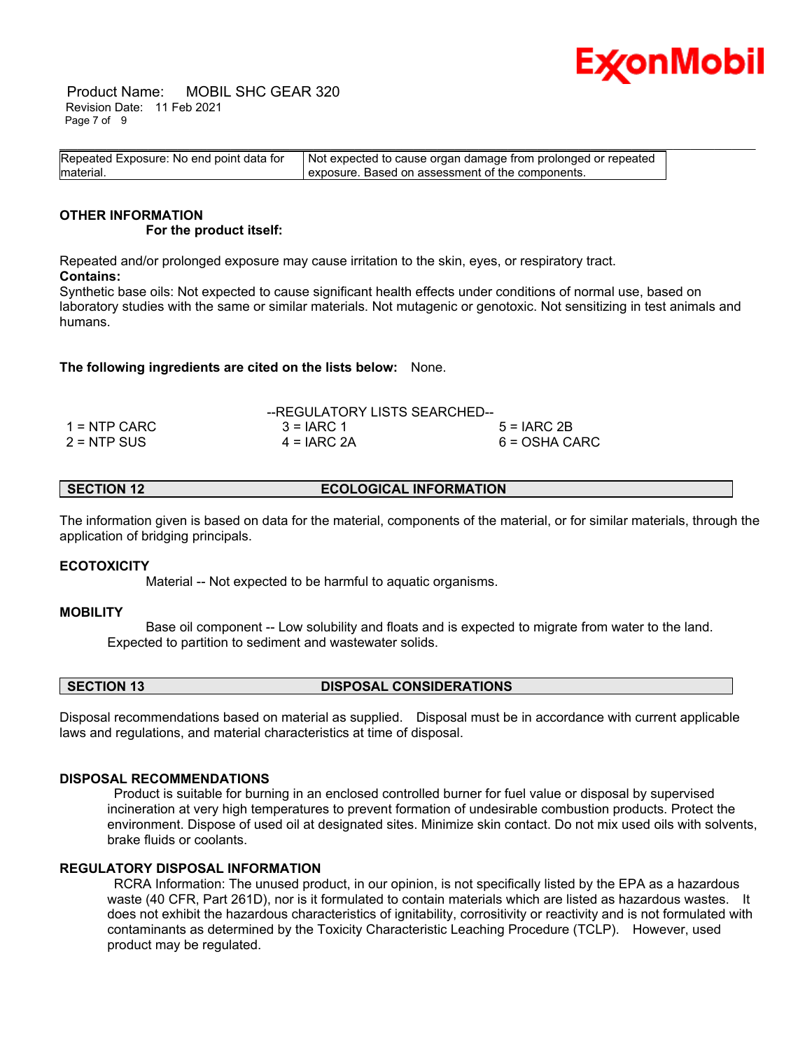| Repeated Exposure: No end point data for material. | Not expected to cause organ damage from prolonged or repeated exposure. Based on assessment of the components. |
|---|---|

### OTHER INFORMATION

**For the product itself:**

Repeated and/or prolonged exposure may cause irritation to the skin, eyes, or respiratory tract.

**Contains:**

Synthetic base oils: Not expected to cause significant health effects under conditions of normal use, based on laboratory studies with the same or similar materials. Not mutagenic or genotoxic. Not sensitizing in test animals and humans.

**The following ingredients are cited on the lists below:** None.

--REGULATORY LISTS SEARCHED--

| | | |
|---|---|---|
| 1 = NTP CARC | 3 = IARC 1 | 5 = IARC 2B |
| 2 = NTP SUS | 4 = IARC 2A | 6 = OSHA CARC |

## SECTION 12 ECOLOGICAL INFORMATION

The information given is based on data for the material, components of the material, or for similar materials, through the application of bridging principals.

### ECOTOXICITY

Material -- Not expected to be harmful to aquatic organisms.

### MOBILITY

Base oil component -- Low solubility and floats and is expected to migrate from water to the land. Expected to partition to sediment and wastewater solids.

## SECTION 13 DISPOSAL CONSIDERATIONS

Disposal recommendations based on material as supplied. Disposal must be in accordance with current applicable laws and regulations, and material characteristics at time of disposal.

### DISPOSAL RECOMMENDATIONS

Product is suitable for burning in an enclosed controlled burner for fuel value or disposal by supervised incineration at very high temperatures to prevent formation of undesirable combustion products. Protect the environment. Dispose of used oil at designated sites. Minimize skin contact. Do not mix used oils with solvents, brake fluids or coolants.

### REGULATORY DISPOSAL INFORMATION

RCRA Information: The unused product, in our opinion, is not specifically listed by the EPA as a hazardous waste (40 CFR, Part 261D), nor is it formulated to contain materials which are listed as hazardous wastes. It does not exhibit the hazardous characteristics of ignitability, corrositivity or reactivity and is not formulated with contaminants as determined by the Toxicity Characteristic Leaching Procedure (TCLP). However, used product may be regulated.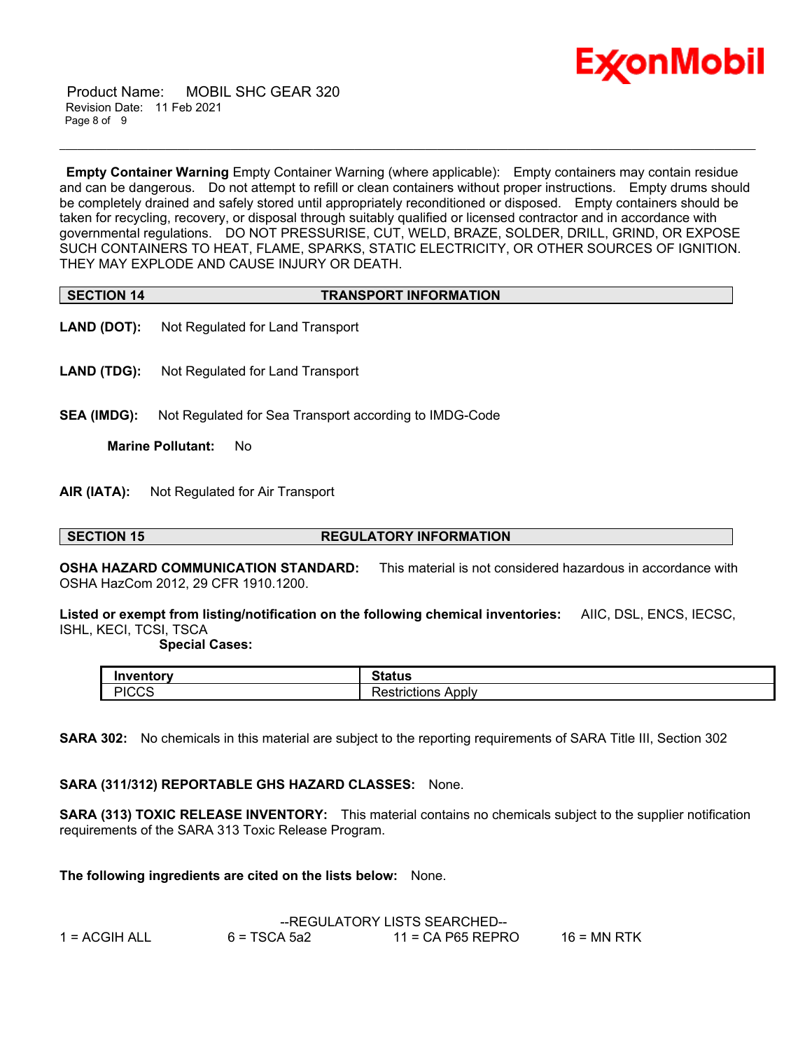**Empty Container Warning** Empty Container Warning (where applicable): Empty containers may contain residue and can be dangerous. Do not attempt to refill or clean containers without proper instructions. Empty drums should be completely drained and safely stored until appropriately reconditioned or disposed. Empty containers should be taken for recycling, recovery, or disposal through suitably qualified or licensed contractor and in accordance with governmental regulations. DO NOT PRESSURISE, CUT, WELD, BRAZE, SOLDER, DRILL, GRIND, OR EXPOSE SUCH CONTAINERS TO HEAT, FLAME, SPARKS, STATIC ELECTRICITY, OR OTHER SOURCES OF IGNITION. THEY MAY EXPLODE AND CAUSE INJURY OR DEATH.

## SECTION 14 TRANSPORT INFORMATION

**LAND (DOT):** Not Regulated for Land Transport

**LAND (TDG):** Not Regulated for Land Transport

**SEA (IMDG):** Not Regulated for Sea Transport according to IMDG-Code

**Marine Pollutant:** No

**AIR (IATA):** Not Regulated for Air Transport

## SECTION 15 REGULATORY INFORMATION

**OSHA HAZARD COMMUNICATION STANDARD:** This material is not considered hazardous in accordance with OSHA HazCom 2012, 29 CFR 1910.1200.

**Listed or exempt from listing/notification on the following chemical inventories:** AIIC, DSL, ENCS, IECSC, ISHL, KECI, TCSI, TSCA

**Special Cases:**

| Inventory | Status |
| --- | --- |
| PICCS | Restrictions Apply |

**SARA 302:** No chemicals in this material are subject to the reporting requirements of SARA Title III, Section 302

**SARA (311/312) REPORTABLE GHS HAZARD CLASSES:** None.

**SARA (313) TOXIC RELEASE INVENTORY:** This material contains no chemicals subject to the supplier notification requirements of the SARA 313 Toxic Release Program.

**The following ingredients are cited on the lists below:** None.

--REGULATORY LISTS SEARCHED--

| | | | |
| --- | --- | --- | --- |
| 1 = ACGIH ALL | 6 = TSCA 5a2 | 11 = CA P65 REPRO | 16 = MN RTK |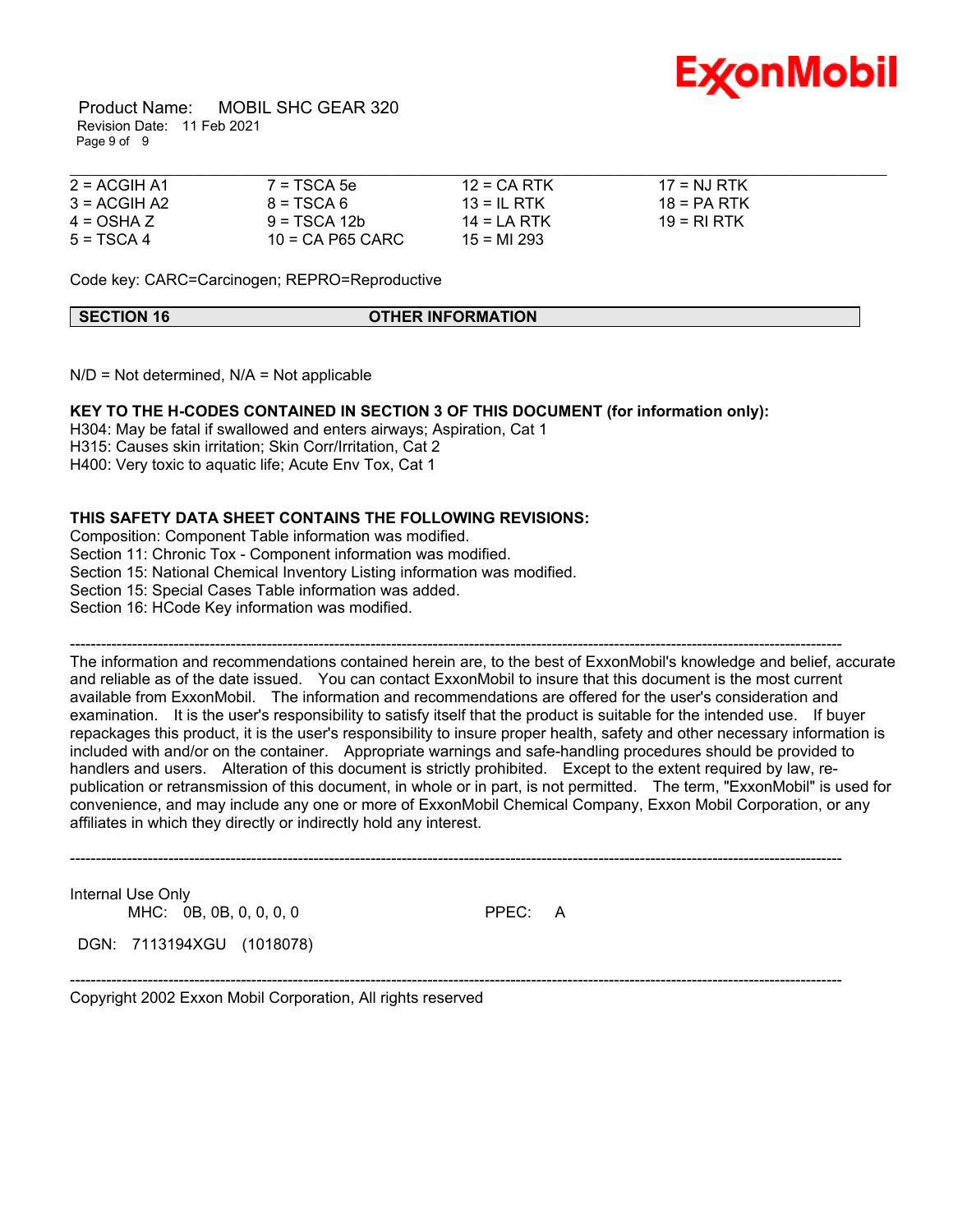| | | | |
|---|---|---|---|
| 2 = ACGIH A1 | 7 = TSCA 5e | 12 = CA RTK | 17 = NJ RTK |
| 3 = ACGIH A2 | 8 = TSCA 6 | 13 = IL RTK | 18 = PA RTK |
| 4 = OSHA Z | 9 = TSCA 12b | 14 = LA RTK | 19 = RI RTK |
| 5 = TSCA 4 | 10 = CA P65 CARC | 15 = MI 293 | |

Code key: CARC=Carcinogen; REPRO=Reproductive

## SECTION 16 OTHER INFORMATION

N/D = Not determined, N/A = Not applicable

**KEY TO THE H-CODES CONTAINED IN SECTION 3 OF THIS DOCUMENT (for information only):**

H304: May be fatal if swallowed and enters airways; Aspiration, Cat 1
H315: Causes skin irritation; Skin Corr/Irritation, Cat 2
H400: Very toxic to aquatic life; Acute Env Tox, Cat 1

**THIS SAFETY DATA SHEET CONTAINS THE FOLLOWING REVISIONS:**

Composition: Component Table information was modified.
Section 11: Chronic Tox - Component information was modified.
Section 15: National Chemical Inventory Listing information was modified.
Section 15: Special Cases Table information was added.
Section 16: HCode Key information was modified.

---

The information and recommendations contained herein are, to the best of ExxonMobil's knowledge and belief, accurate and reliable as of the date issued. You can contact ExxonMobil to insure that this document is the most current available from ExxonMobil. The information and recommendations are offered for the user's consideration and examination. It is the user's responsibility to satisfy itself that the product is suitable for the intended use. If buyer repackages this product, it is the user's responsibility to insure proper health, safety and other necessary information is included with and/or on the container. Appropriate warnings and safe-handling procedures should be provided to handlers and users. Alteration of this document is strictly prohibited. Except to the extent required by law, re-publication or retransmission of this document, in whole or in part, is not permitted. The term, "ExxonMobil" is used for convenience, and may include any one or more of ExxonMobil Chemical Company, Exxon Mobil Corporation, or any affiliates in which they directly or indirectly hold any interest.

---

Internal Use Only

MHC: 0B, 0B, 0, 0, 0, 0 PPEC: A

DGN: 7113194XGU (1018078)

---

Copyright 2002 Exxon Mobil Corporation, All rights reserved